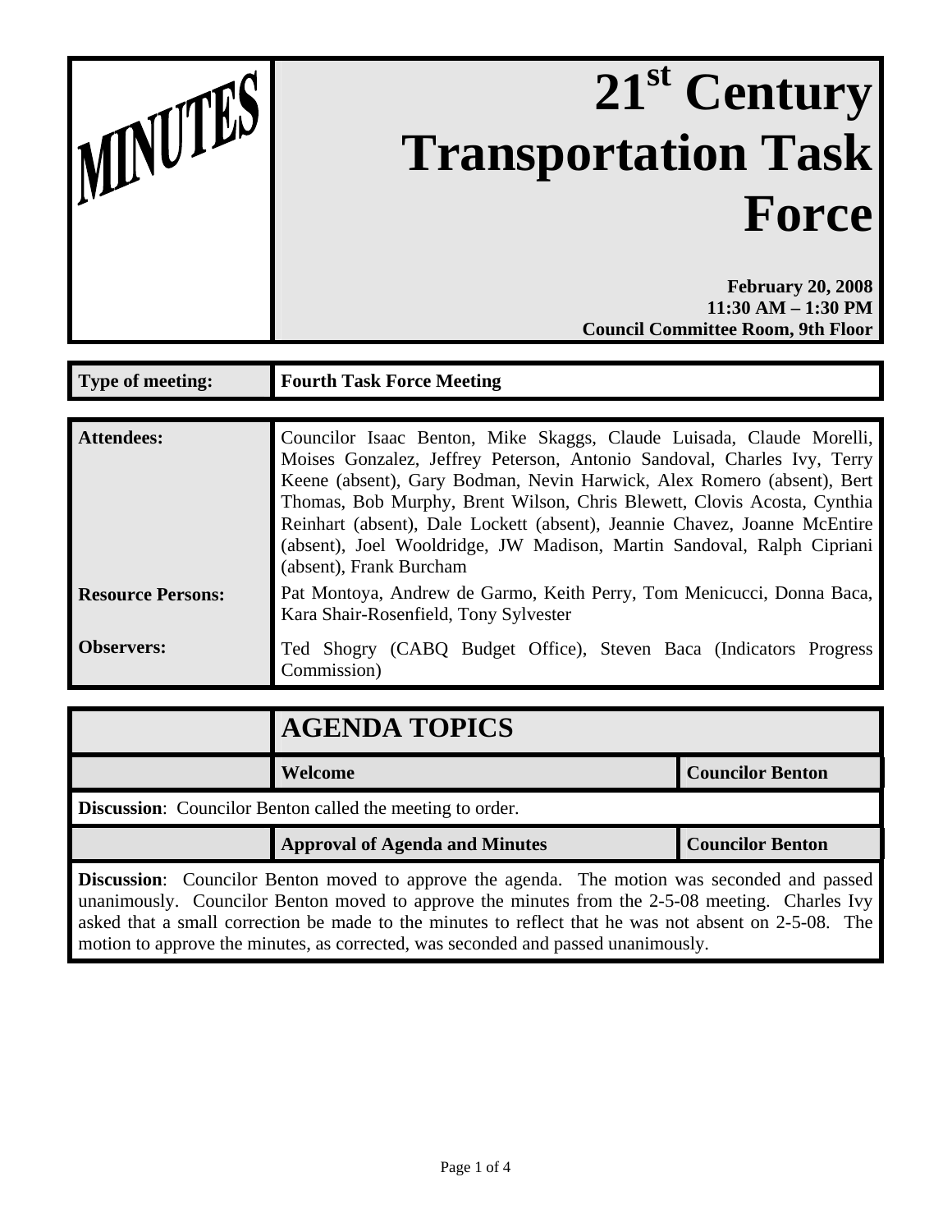# MINUTES

# 21st Century Transportation Task Force

**February 20, 2008**
**11:30 AM – 1:30 PM**
**Council Committee Room, 9th Floor**

| **Type of meeting:** | **Fourth Task Force Meeting** |
|---|---|

| | |
|---|---|
| **Attendees:** | Councilor Isaac Benton, Mike Skaggs, Claude Luisada, Claude Morelli, Moises Gonzalez, Jeffrey Peterson, Antonio Sandoval, Charles Ivy, Terry Keene (absent), Gary Bodman, Nevin Harwick, Alex Romero (absent), Bert Thomas, Bob Murphy, Brent Wilson, Chris Blewett, Clovis Acosta, Cynthia Reinhart (absent), Dale Lockett (absent), Jeannie Chavez, Joanne McEntire (absent), Joel Wooldridge, JW Madison, Martin Sandoval, Ralph Cipriani (absent), Frank Burcham |
| **Resource Persons:** | Pat Montoya, Andrew de Garmo, Keith Perry, Tom Menicucci, Donna Baca, Kara Shair-Rosenfield, Tony Sylvester |
| **Observers:** | Ted Shogry (CABQ Budget Office), Steven Baca (Indicators Progress Commission) |

## AGENDA TOPICS

| | **Welcome** | **Councilor Benton** |
|---|---|---|

**Discussion**: Councilor Benton called the meeting to order.

| | **Approval of Agenda and Minutes** | **Councilor Benton** |
|---|---|---|

**Discussion**: Councilor Benton moved to approve the agenda. The motion was seconded and passed unanimously. Councilor Benton moved to approve the minutes from the 2-5-08 meeting. Charles Ivy asked that a small correction be made to the minutes to reflect that he was not absent on 2-5-08. The motion to approve the minutes, as corrected, was seconded and passed unanimously.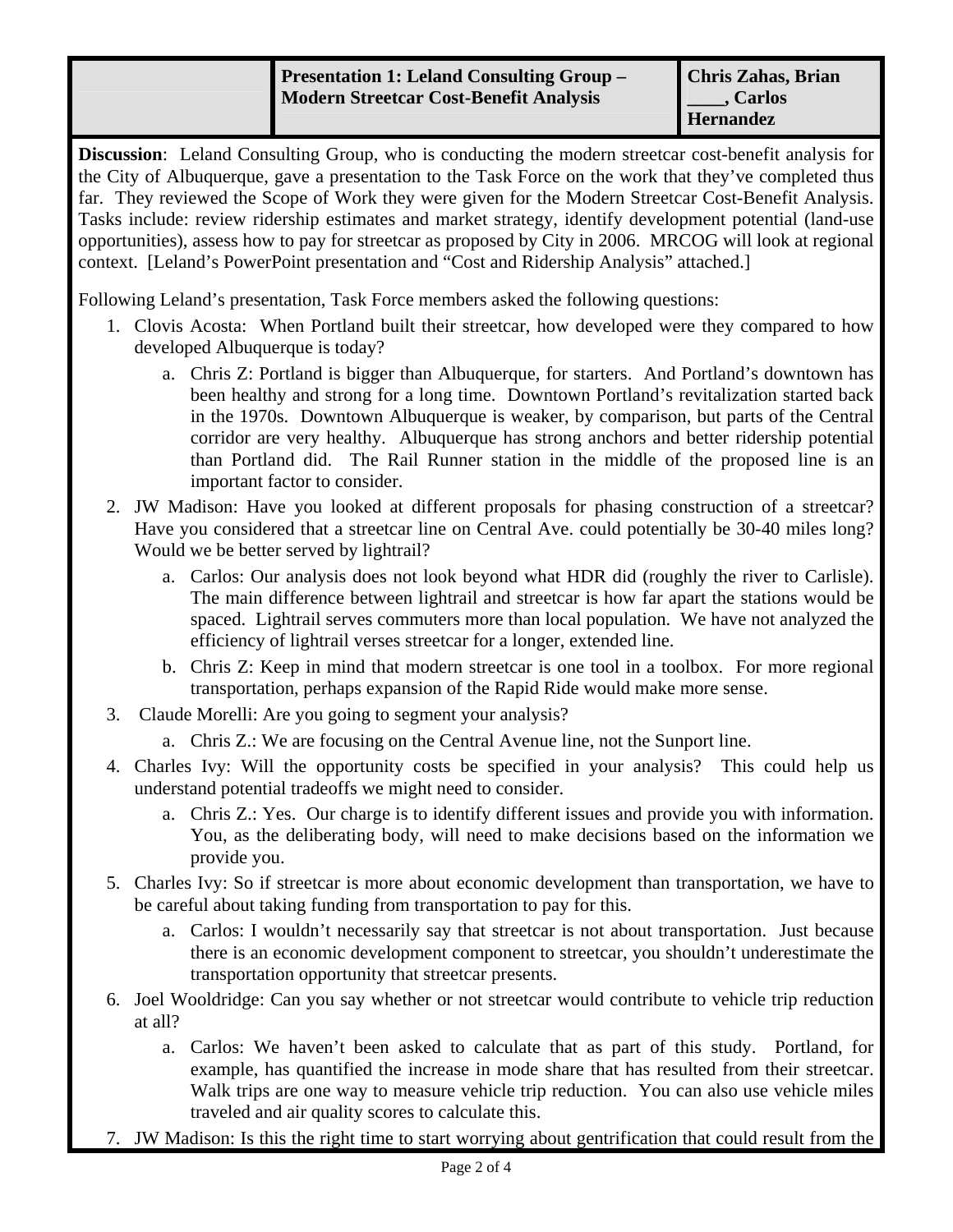| | Presentation 1: Leland Consulting Group – Modern Streetcar Cost-Benefit Analysis | Chris Zahas, Brian ____, Carlos Hernandez |
|---|---|---|

**Discussion**: Leland Consulting Group, who is conducting the modern streetcar cost-benefit analysis for the City of Albuquerque, gave a presentation to the Task Force on the work that they've completed thus far. They reviewed the Scope of Work they were given for the Modern Streetcar Cost-Benefit Analysis. Tasks include: review ridership estimates and market strategy, identify development potential (land-use opportunities), assess how to pay for streetcar as proposed by City in 2006. MRCOG will look at regional context. [Leland's PowerPoint presentation and "Cost and Ridership Analysis" attached.]

Following Leland's presentation, Task Force members asked the following questions:

1. Clovis Acosta: When Portland built their streetcar, how developed were they compared to how developed Albuquerque is today?
   a. Chris Z: Portland is bigger than Albuquerque, for starters. And Portland's downtown has been healthy and strong for a long time. Downtown Portland's revitalization started back in the 1970s. Downtown Albuquerque is weaker, by comparison, but parts of the Central corridor are very healthy. Albuquerque has strong anchors and better ridership potential than Portland did. The Rail Runner station in the middle of the proposed line is an important factor to consider.
2. JW Madison: Have you looked at different proposals for phasing construction of a streetcar? Have you considered that a streetcar line on Central Ave. could potentially be 30-40 miles long? Would we be better served by lightrail?
   a. Carlos: Our analysis does not look beyond what HDR did (roughly the river to Carlisle). The main difference between lightrail and streetcar is how far apart the stations would be spaced. Lightrail serves commuters more than local population. We have not analyzed the efficiency of lightrail verses streetcar for a longer, extended line.
   b. Chris Z: Keep in mind that modern streetcar is one tool in a toolbox. For more regional transportation, perhaps expansion of the Rapid Ride would make more sense.
3. Claude Morelli: Are you going to segment your analysis?
   a. Chris Z.: We are focusing on the Central Avenue line, not the Sunport line.
4. Charles Ivy: Will the opportunity costs be specified in your analysis? This could help us understand potential tradeoffs we might need to consider.
   a. Chris Z.: Yes. Our charge is to identify different issues and provide you with information. You, as the deliberating body, will need to make decisions based on the information we provide you.
5. Charles Ivy: So if streetcar is more about economic development than transportation, we have to be careful about taking funding from transportation to pay for this.
   a. Carlos: I wouldn't necessarily say that streetcar is not about transportation. Just because there is an economic development component to streetcar, you shouldn't underestimate the transportation opportunity that streetcar presents.
6. Joel Wooldridge: Can you say whether or not streetcar would contribute to vehicle trip reduction at all?
   a. Carlos: We haven't been asked to calculate that as part of this study. Portland, for example, has quantified the increase in mode share that has resulted from their streetcar. Walk trips are one way to measure vehicle trip reduction. You can also use vehicle miles traveled and air quality scores to calculate this.
7. JW Madison: Is this the right time to start worrying about gentrification that could result from the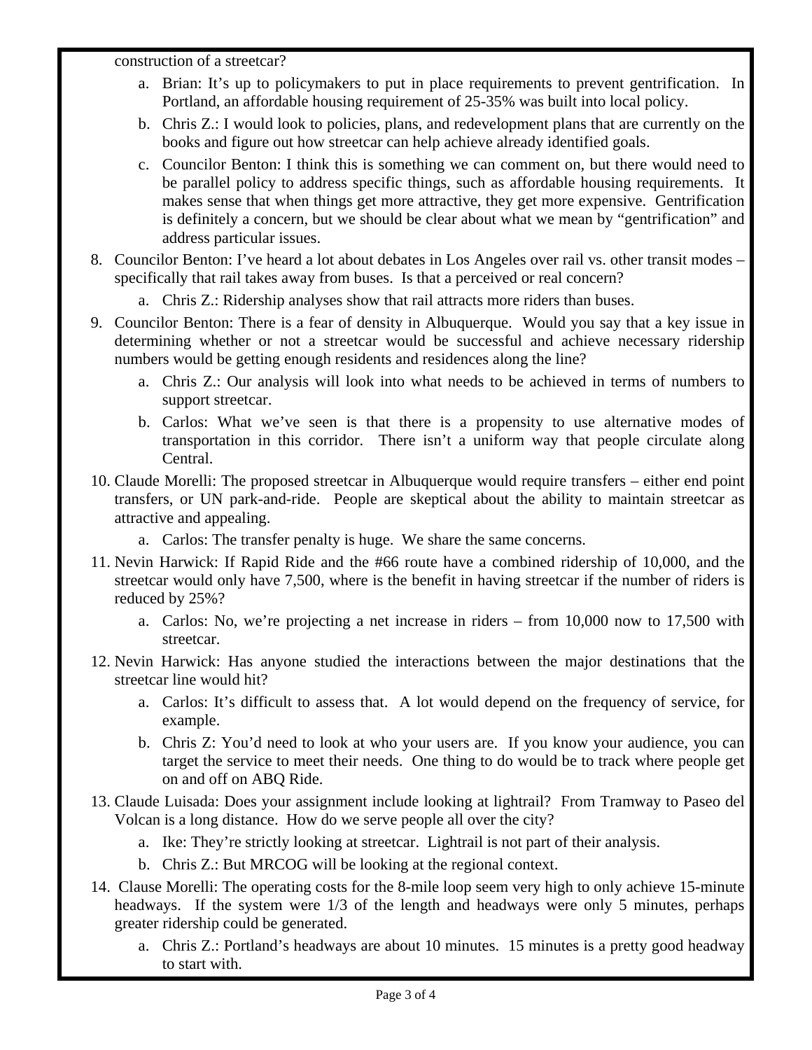construction of a streetcar?

   a. Brian: It's up to policymakers to put in place requirements to prevent gentrification. In Portland, an affordable housing requirement of 25-35% was built into local policy.
   b. Chris Z.: I would look to policies, plans, and redevelopment plans that are currently on the books and figure out how streetcar can help achieve already identified goals.
   c. Councilor Benton: I think this is something we can comment on, but there would need to be parallel policy to address specific things, such as affordable housing requirements. It makes sense that when things get more attractive, they get more expensive. Gentrification is definitely a concern, but we should be clear about what we mean by "gentrification" and address particular issues.

8. Councilor Benton: I've heard a lot about debates in Los Angeles over rail vs. other transit modes – specifically that rail takes away from buses. Is that a perceived or real concern?
   a. Chris Z.: Ridership analyses show that rail attracts more riders than buses.
9. Councilor Benton: There is a fear of density in Albuquerque. Would you say that a key issue in determining whether or not a streetcar would be successful and achieve necessary ridership numbers would be getting enough residents and residences along the line?
   a. Chris Z.: Our analysis will look into what needs to be achieved in terms of numbers to support streetcar.
   b. Carlos: What we've seen is that there is a propensity to use alternative modes of transportation in this corridor. There isn't a uniform way that people circulate along Central.
10. Claude Morelli: The proposed streetcar in Albuquerque would require transfers – either end point transfers, or UN park-and-ride. People are skeptical about the ability to maintain streetcar as attractive and appealing.
    a. Carlos: The transfer penalty is huge. We share the same concerns.
11. Nevin Harwick: If Rapid Ride and the #66 route have a combined ridership of 10,000, and the streetcar would only have 7,500, where is the benefit in having streetcar if the number of riders is reduced by 25%?
    a. Carlos: No, we're projecting a net increase in riders – from 10,000 now to 17,500 with streetcar.
12. Nevin Harwick: Has anyone studied the interactions between the major destinations that the streetcar line would hit?
    a. Carlos: It's difficult to assess that. A lot would depend on the frequency of service, for example.
    b. Chris Z: You'd need to look at who your users are. If you know your audience, you can target the service to meet their needs. One thing to do would be to track where people get on and off on ABQ Ride.
13. Claude Luisada: Does your assignment include looking at lightrail? From Tramway to Paseo del Volcan is a long distance. How do we serve people all over the city?
    a. Ike: They're strictly looking at streetcar. Lightrail is not part of their analysis.
    b. Chris Z.: But MRCOG will be looking at the regional context.
14. Clause Morelli: The operating costs for the 8-mile loop seem very high to only achieve 15-minute headways. If the system were 1/3 of the length and headways were only 5 minutes, perhaps greater ridership could be generated.
    a. Chris Z.: Portland's headways are about 10 minutes. 15 minutes is a pretty good headway to start with.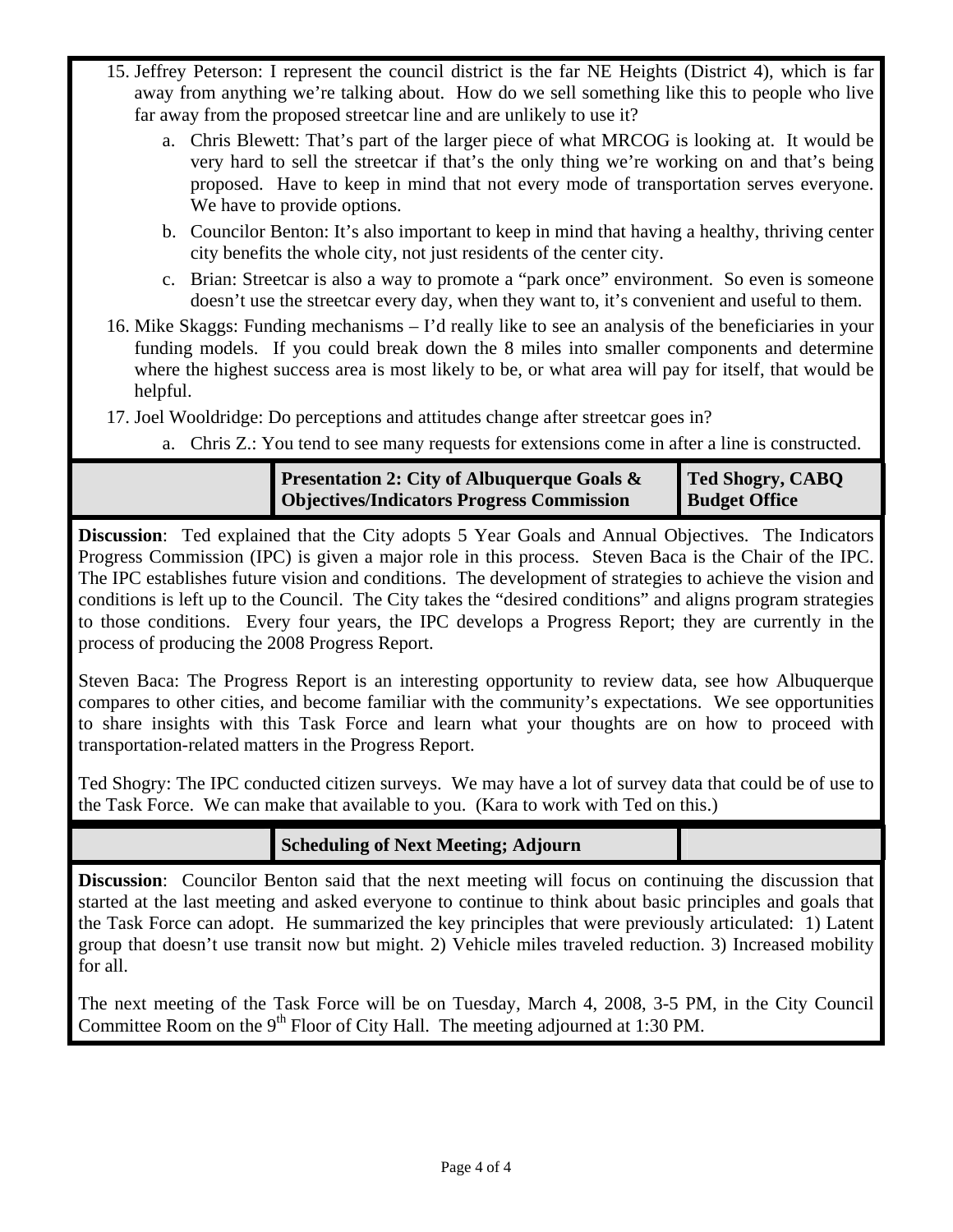15. Jeffrey Peterson: I represent the council district is the far NE Heights (District 4), which is far away from anything we're talking about. How do we sell something like this to people who live far away from the proposed streetcar line and are unlikely to use it?
    a. Chris Blewett: That's part of the larger piece of what MRCOG is looking at. It would be very hard to sell the streetcar if that's the only thing we're working on and that's being proposed. Have to keep in mind that not every mode of transportation serves everyone. We have to provide options.
    b. Councilor Benton: It's also important to keep in mind that having a healthy, thriving center city benefits the whole city, not just residents of the center city.
    c. Brian: Streetcar is also a way to promote a "park once" environment. So even is someone doesn't use the streetcar every day, when they want to, it's convenient and useful to them.
16. Mike Skaggs: Funding mechanisms – I'd really like to see an analysis of the beneficiaries in your funding models. If you could break down the 8 miles into smaller components and determine where the highest success area is most likely to be, or what area will pay for itself, that would be helpful.
17. Joel Wooldridge: Do perceptions and attitudes change after streetcar goes in?
    a. Chris Z.: You tend to see many requests for extensions come in after a line is constructed.

| | | |
|---|---|---|
| | **Presentation 2: City of Albuquerque Goals & Objectives/Indicators Progress Commission** | **Ted Shogry, CABQ Budget Office** |

**Discussion**: Ted explained that the City adopts 5 Year Goals and Annual Objectives. The Indicators Progress Commission (IPC) is given a major role in this process. Steven Baca is the Chair of the IPC. The IPC establishes future vision and conditions. The development of strategies to achieve the vision and conditions is left up to the Council. The City takes the "desired conditions" and aligns program strategies to those conditions. Every four years, the IPC develops a Progress Report; they are currently in the process of producing the 2008 Progress Report.

Steven Baca: The Progress Report is an interesting opportunity to review data, see how Albuquerque compares to other cities, and become familiar with the community's expectations. We see opportunities to share insights with this Task Force and learn what your thoughts are on how to proceed with transportation-related matters in the Progress Report.

Ted Shogry: The IPC conducted citizen surveys. We may have a lot of survey data that could be of use to the Task Force. We can make that available to you. (Kara to work with Ted on this.)

| | | |
|---|---|---|
| | **Scheduling of Next Meeting; Adjourn** | |

**Discussion**: Councilor Benton said that the next meeting will focus on continuing the discussion that started at the last meeting and asked everyone to continue to think about basic principles and goals that the Task Force can adopt. He summarized the key principles that were previously articulated: 1) Latent group that doesn't use transit now but might. 2) Vehicle miles traveled reduction. 3) Increased mobility for all.

The next meeting of the Task Force will be on Tuesday, March 4, 2008, 3-5 PM, in the City Council Committee Room on the 9th Floor of City Hall. The meeting adjourned at 1:30 PM.